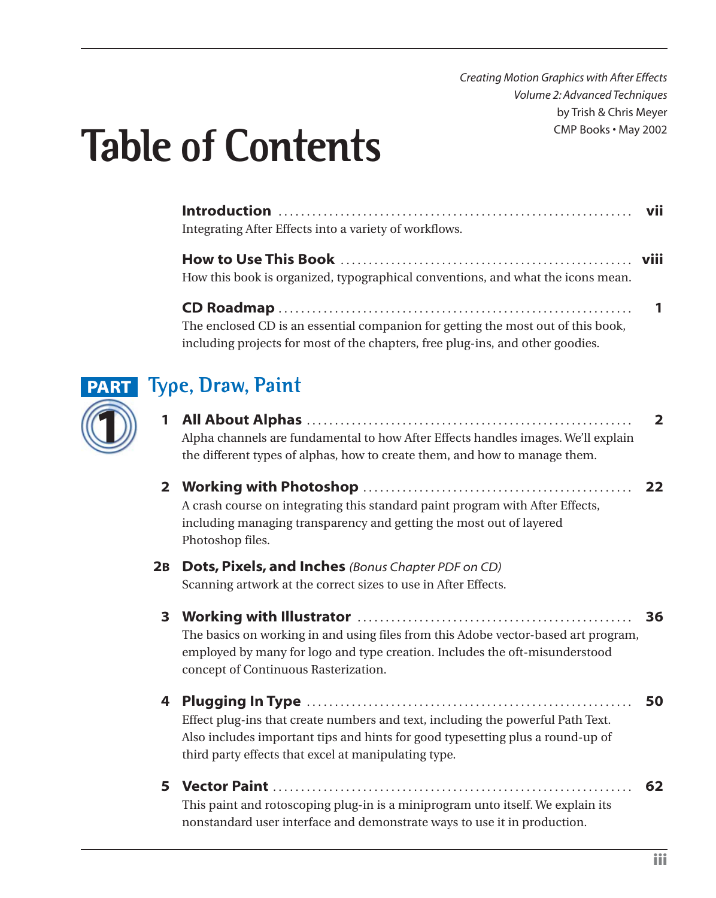*Creating Motion Graphics with After Effects*
*Volume 2: Advanced Techniques*
by Trish & Chris Meyer
CMP Books • May 2002

# Table of Contents

**Introduction** ........ **vii**
Integrating After Effects into a variety of workflows.

**How to Use This Book** ........ **viii**
How this book is organized, typographical conventions, and what the icons mean.

**CD Roadmap** ........ **1**
The enclosed CD is an essential companion for getting the most out of this book, including projects for most of the chapters, free plug-ins, and other goodies.

## PART 1 Type, Draw, Paint

**1 All About Alphas** ........ **2**
Alpha channels are fundamental to how After Effects handles images. We'll explain the different types of alphas, how to create them, and how to manage them.

**2 Working with Photoshop** ........ **22**
A crash course on integrating this standard paint program with After Effects, including managing transparency and getting the most out of layered Photoshop files.

**2B Dots, Pixels, and Inches** *(Bonus Chapter PDF on CD)*
Scanning artwork at the correct sizes to use in After Effects.

**3 Working with Illustrator** ........ **36**
The basics on working in and using files from this Adobe vector-based art program, employed by many for logo and type creation. Includes the oft-misunderstood concept of Continuous Rasterization.

**4 Plugging In Type** ........ **50**
Effect plug-ins that create numbers and text, including the powerful Path Text. Also includes important tips and hints for good typesetting plus a round-up of third party effects that excel at manipulating type.

**5 Vector Paint** ........ **62**
This paint and rotoscoping plug-in is a miniprogram unto itself. We explain its nonstandard user interface and demonstrate ways to use it in production.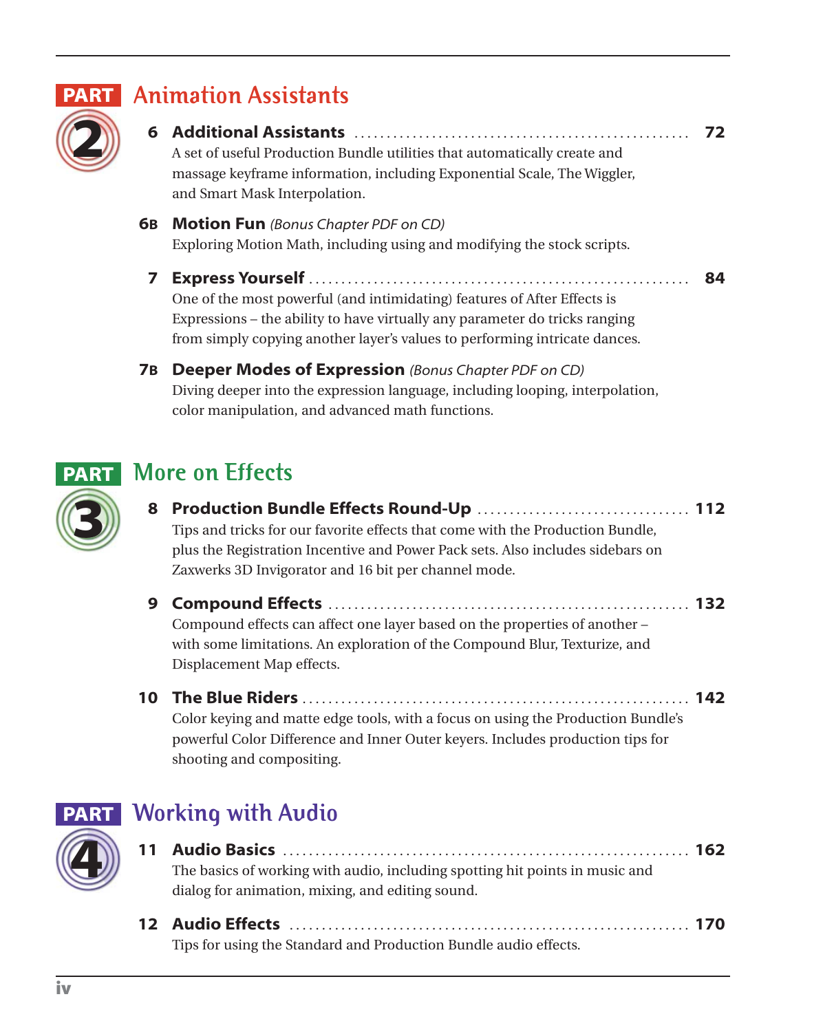## PART 2 Animation Assistants

**6 Additional Assistants** .................................................. **72**
A set of useful Production Bundle utilities that automatically create and massage keyframe information, including Exponential Scale, The Wiggler, and Smart Mask Interpolation.

**6B Motion Fun** *(Bonus Chapter PDF on CD)*
Exploring Motion Math, including using and modifying the stock scripts.

**7 Express Yourself** .................................................. **84**
One of the most powerful (and intimidating) features of After Effects is Expressions – the ability to have virtually any parameter do tricks ranging from simply copying another layer's values to performing intricate dances.

**7B Deeper Modes of Expression** *(Bonus Chapter PDF on CD)*
Diving deeper into the expression language, including looping, interpolation, color manipulation, and advanced math functions.

## PART 3 More on Effects

**8 Production Bundle Effects Round-Up** .................................................. **112**
Tips and tricks for our favorite effects that come with the Production Bundle, plus the Registration Incentive and Power Pack sets. Also includes sidebars on Zaxwerks 3D Invigorator and 16 bit per channel mode.

**9 Compound Effects** .................................................. **132**
Compound effects can affect one layer based on the properties of another – with some limitations. An exploration of the Compound Blur, Texturize, and Displacement Map effects.

**10 The Blue Riders** .................................................. **142**
Color keying and matte edge tools, with a focus on using the Production Bundle's powerful Color Difference and Inner Outer keyers. Includes production tips for shooting and compositing.

## PART 4 Working with Audio

**11 Audio Basics** .................................................. **162**
The basics of working with audio, including spotting hit points in music and dialog for animation, mixing, and editing sound.

**12 Audio Effects** .................................................. **170**
Tips for using the Standard and Production Bundle audio effects.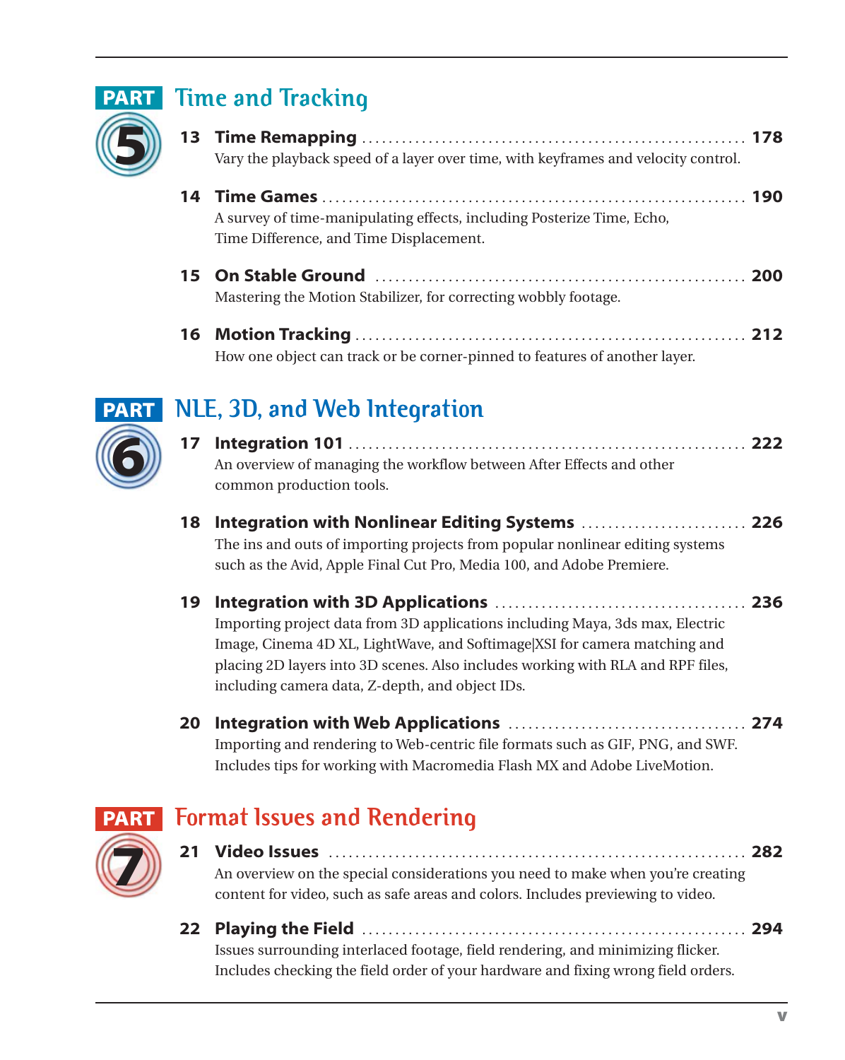## PART 5 Time and Tracking

**13 Time Remapping** ........ **178**
Vary the playback speed of a layer over time, with keyframes and velocity control.

**14 Time Games** ........ **190**
A survey of time-manipulating effects, including Posterize Time, Echo, Time Difference, and Time Displacement.

**15 On Stable Ground** ........ **200**
Mastering the Motion Stabilizer, for correcting wobbly footage.

**16 Motion Tracking** ........ **212**
How one object can track or be corner-pinned to features of another layer.

## PART 6 NLE, 3D, and Web Integration

**17 Integration 101** ........ **222**
An overview of managing the workflow between After Effects and other common production tools.

**18 Integration with Nonlinear Editing Systems** ........ **226**
The ins and outs of importing projects from popular nonlinear editing systems such as the Avid, Apple Final Cut Pro, Media 100, and Adobe Premiere.

**19 Integration with 3D Applications** ........ **236**
Importing project data from 3D applications including Maya, 3ds max, Electric Image, Cinema 4D XL, LightWave, and Softimage|XSI for camera matching and placing 2D layers into 3D scenes. Also includes working with RLA and RPF files, including camera data, Z-depth, and object IDs.

**20 Integration with Web Applications** ........ **274**
Importing and rendering to Web-centric file formats such as GIF, PNG, and SWF. Includes tips for working with Macromedia Flash MX and Adobe LiveMotion.

## PART 7 Format Issues and Rendering

**21 Video Issues** ........ **282**
An overview on the special considerations you need to make when you're creating content for video, such as safe areas and colors. Includes previewing to video.

**22 Playing the Field** ........ **294**
Issues surrounding interlaced footage, field rendering, and minimizing flicker. Includes checking the field order of your hardware and fixing wrong field orders.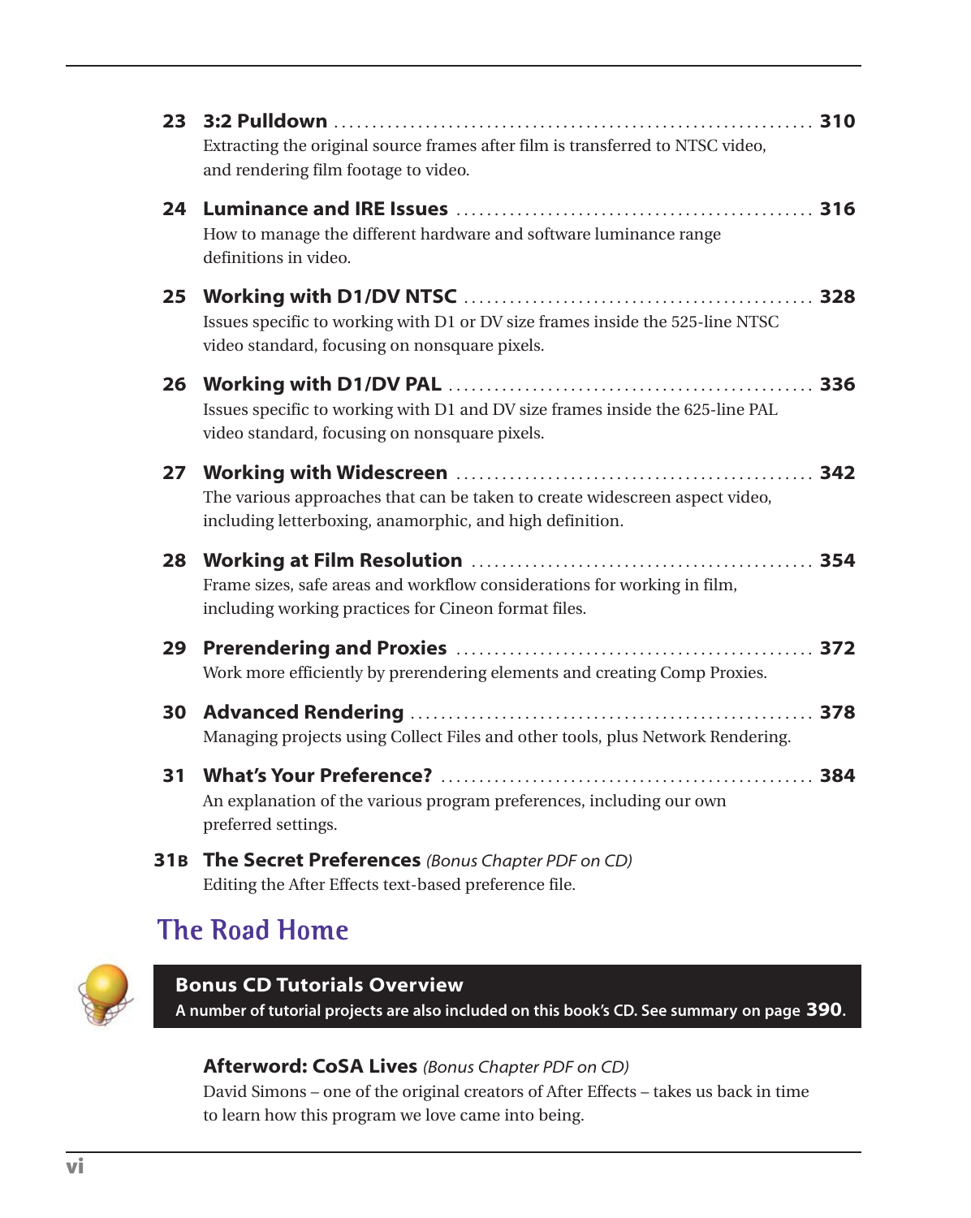**23 3:2 Pulldown** ............................................................. **310**
Extracting the original source frames after film is transferred to NTSC video, and rendering film footage to video.

**24 Luminance and IRE Issues** ............................................................. **316**
How to manage the different hardware and software luminance range definitions in video.

**25 Working with D1/DV NTSC** ............................................................. **328**
Issues specific to working with D1 or DV size frames inside the 525-line NTSC video standard, focusing on nonsquare pixels.

**26 Working with D1/DV PAL** ............................................................. **336**
Issues specific to working with D1 and DV size frames inside the 625-line PAL video standard, focusing on nonsquare pixels.

**27 Working with Widescreen** ............................................................. **342**
The various approaches that can be taken to create widescreen aspect video, including letterboxing, anamorphic, and high definition.

**28 Working at Film Resolution** ............................................................. **354**
Frame sizes, safe areas and workflow considerations for working in film, including working practices for Cineon format files.

**29 Prerendering and Proxies** ............................................................. **372**
Work more efficiently by prerendering elements and creating Comp Proxies.

**30 Advanced Rendering** ............................................................. **378**
Managing projects using Collect Files and other tools, plus Network Rendering.

**31 What's Your Preference?** ............................................................. **384**
An explanation of the various program preferences, including our own preferred settings.

**31B The Secret Preferences** *(Bonus Chapter PDF on CD)*
Editing the After Effects text-based preference file.

## The Road Home

**Bonus CD Tutorials Overview**
**A number of tutorial projects are also included on this book's CD. See summary on page 390.**

**Afterword: CoSA Lives** *(Bonus Chapter PDF on CD)*
David Simons – one of the original creators of After Effects – takes us back in time to learn how this program we love came into being.